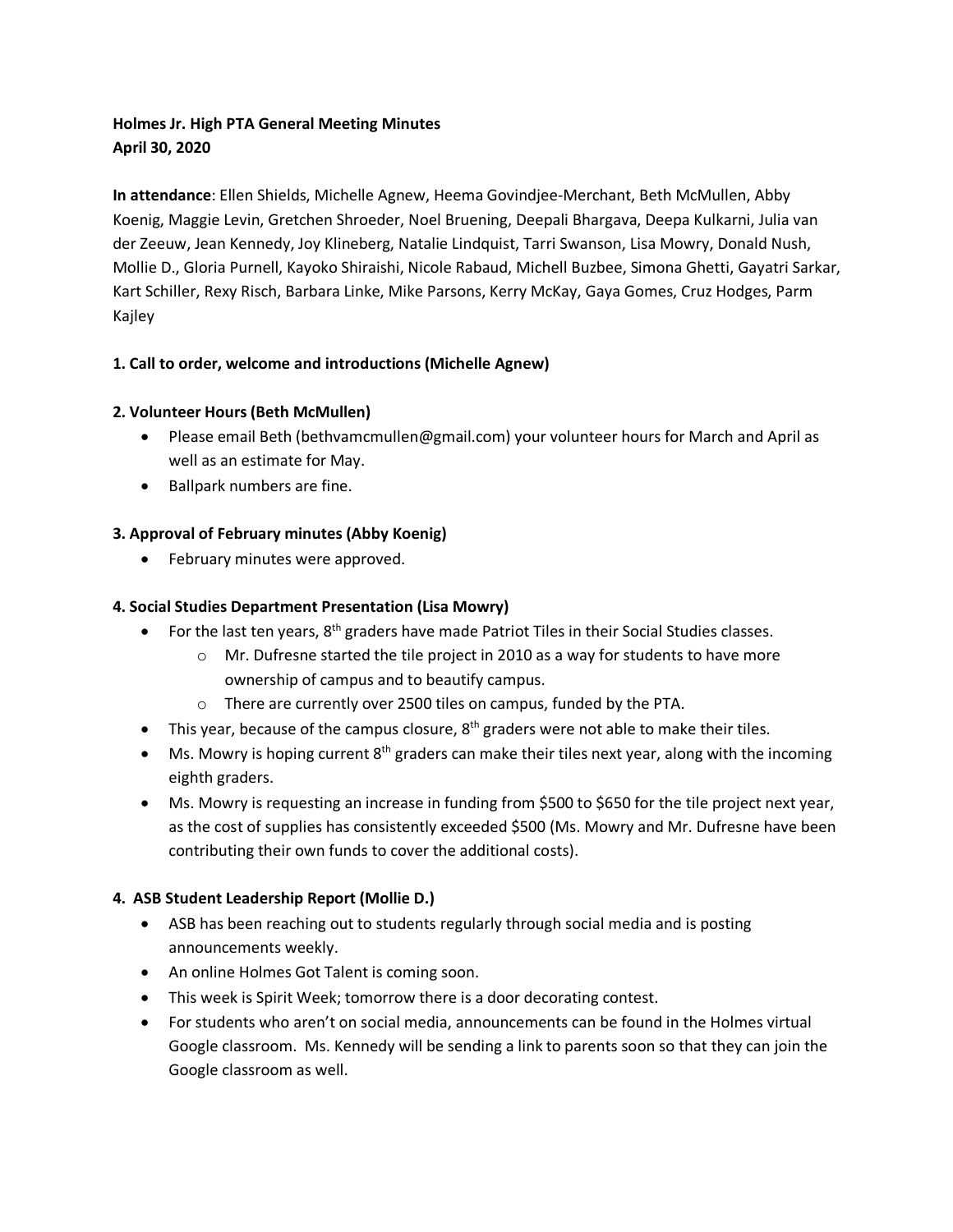**Holmes Jr. High PTA General Meeting Minutes**
**April 30, 2020**

**In attendance**: Ellen Shields, Michelle Agnew, Heema Govindjee-Merchant, Beth McMullen, Abby Koenig, Maggie Levin, Gretchen Shroeder, Noel Bruening, Deepali Bhargava, Deepa Kulkarni, Julia van der Zeeuw, Jean Kennedy, Joy Klineberg, Natalie Lindquist, Tarri Swanson, Lisa Mowry, Donald Nush, Mollie D., Gloria Purnell, Kayoko Shiraishi, Nicole Rabaud, Michell Buzbee, Simona Ghetti, Gayatri Sarkar, Kart Schiller, Rexy Risch, Barbara Linke, Mike Parsons, Kerry McKay, Gaya Gomes, Cruz Hodges, Parm Kajley

**1. Call to order, welcome and introductions (Michelle Agnew)**

**2. Volunteer Hours (Beth McMullen)**

- Please email Beth (bethvamcmullen@gmail.com) your volunteer hours for March and April as well as an estimate for May.
- Ballpark numbers are fine.

**3. Approval of February minutes (Abby Koenig)**

- February minutes were approved.

**4. Social Studies Department Presentation (Lisa Mowry)**

- For the last ten years, 8th graders have made Patriot Tiles in their Social Studies classes.
    - Mr. Dufresne started the tile project in 2010 as a way for students to have more ownership of campus and to beautify campus.
    - There are currently over 2500 tiles on campus, funded by the PTA.
- This year, because of the campus closure, 8th graders were not able to make their tiles.
- Ms. Mowry is hoping current 8th graders can make their tiles next year, along with the incoming eighth graders.
- Ms. Mowry is requesting an increase in funding from $500 to $650 for the tile project next year, as the cost of supplies has consistently exceeded $500 (Ms. Mowry and Mr. Dufresne have been contributing their own funds to cover the additional costs).

**4. ASB Student Leadership Report (Mollie D.)**

- ASB has been reaching out to students regularly through social media and is posting announcements weekly.
- An online Holmes Got Talent is coming soon.
- This week is Spirit Week; tomorrow there is a door decorating contest.
- For students who aren't on social media, announcements can be found in the Holmes virtual Google classroom. Ms. Kennedy will be sending a link to parents soon so that they can join the Google classroom as well.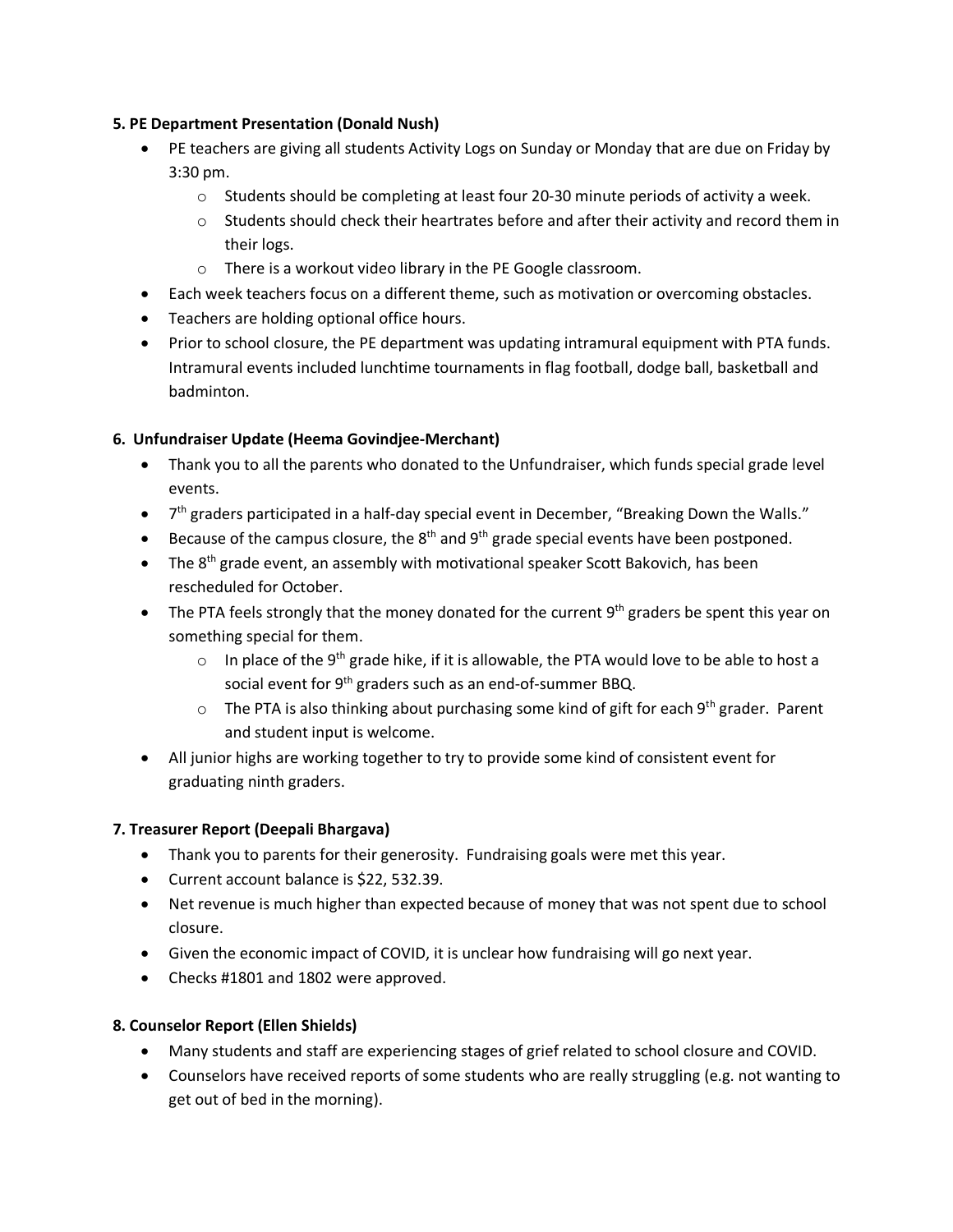**5. PE Department Presentation (Donald Nush)**

- PE teachers are giving all students Activity Logs on Sunday or Monday that are due on Friday by 3:30 pm.
  - Students should be completing at least four 20-30 minute periods of activity a week.
  - Students should check their heartrates before and after their activity and record them in their logs.
  - There is a workout video library in the PE Google classroom.
- Each week teachers focus on a different theme, such as motivation or overcoming obstacles.
- Teachers are holding optional office hours.
- Prior to school closure, the PE department was updating intramural equipment with PTA funds. Intramural events included lunchtime tournaments in flag football, dodge ball, basketball and badminton.

**6. Unfundraiser Update (Heema Govindjee-Merchant)**

- Thank you to all the parents who donated to the Unfundraiser, which funds special grade level events.
- 7th graders participated in a half-day special event in December, "Breaking Down the Walls."
- Because of the campus closure, the 8th and 9th grade special events have been postponed.
- The 8th grade event, an assembly with motivational speaker Scott Bakovich, has been rescheduled for October.
- The PTA feels strongly that the money donated for the current 9th graders be spent this year on something special for them.
  - In place of the 9th grade hike, if it is allowable, the PTA would love to be able to host a social event for 9th graders such as an end-of-summer BBQ.
  - The PTA is also thinking about purchasing some kind of gift for each 9th grader. Parent and student input is welcome.
- All junior highs are working together to try to provide some kind of consistent event for graduating ninth graders.

**7. Treasurer Report (Deepali Bhargava)**

- Thank you to parents for their generosity. Fundraising goals were met this year.
- Current account balance is $22, 532.39.
- Net revenue is much higher than expected because of money that was not spent due to school closure.
- Given the economic impact of COVID, it is unclear how fundraising will go next year.
- Checks #1801 and 1802 were approved.

**8. Counselor Report (Ellen Shields)**

- Many students and staff are experiencing stages of grief related to school closure and COVID.
- Counselors have received reports of some students who are really struggling (e.g. not wanting to get out of bed in the morning).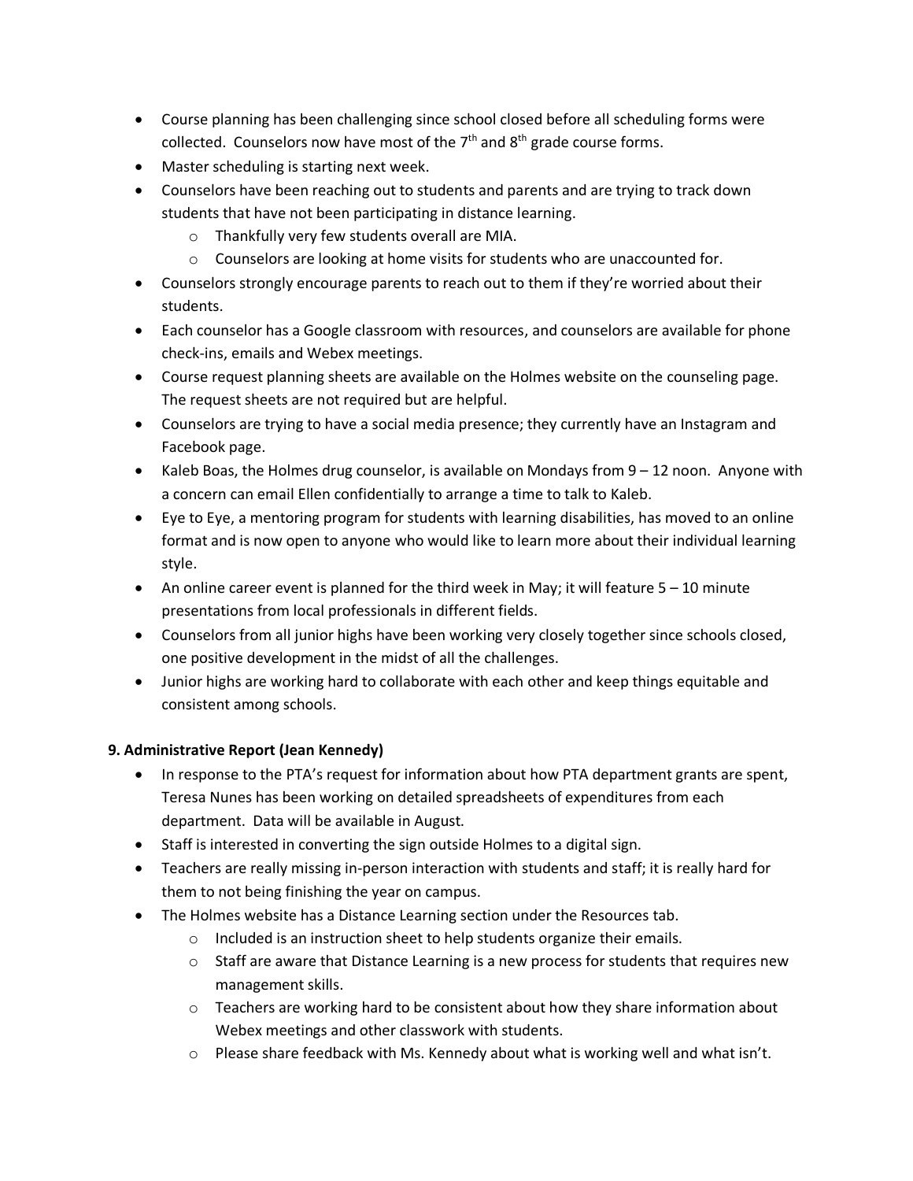- Course planning has been challenging since school closed before all scheduling forms were collected. Counselors now have most of the 7th and 8th grade course forms.
- Master scheduling is starting next week.
- Counselors have been reaching out to students and parents and are trying to track down students that have not been participating in distance learning.
    - Thankfully very few students overall are MIA.
    - Counselors are looking at home visits for students who are unaccounted for.
- Counselors strongly encourage parents to reach out to them if they're worried about their students.
- Each counselor has a Google classroom with resources, and counselors are available for phone check-ins, emails and Webex meetings.
- Course request planning sheets are available on the Holmes website on the counseling page. The request sheets are not required but are helpful.
- Counselors are trying to have a social media presence; they currently have an Instagram and Facebook page.
- Kaleb Boas, the Holmes drug counselor, is available on Mondays from 9 – 12 noon. Anyone with a concern can email Ellen confidentially to arrange a time to talk to Kaleb.
- Eye to Eye, a mentoring program for students with learning disabilities, has moved to an online format and is now open to anyone who would like to learn more about their individual learning style.
- An online career event is planned for the third week in May; it will feature 5 – 10 minute presentations from local professionals in different fields.
- Counselors from all junior highs have been working very closely together since schools closed, one positive development in the midst of all the challenges.
- Junior highs are working hard to collaborate with each other and keep things equitable and consistent among schools.

**9. Administrative Report (Jean Kennedy)**

- In response to the PTA's request for information about how PTA department grants are spent, Teresa Nunes has been working on detailed spreadsheets of expenditures from each department. Data will be available in August.
- Staff is interested in converting the sign outside Holmes to a digital sign.
- Teachers are really missing in-person interaction with students and staff; it is really hard for them to not being finishing the year on campus.
- The Holmes website has a Distance Learning section under the Resources tab.
    - Included is an instruction sheet to help students organize their emails.
    - Staff are aware that Distance Learning is a new process for students that requires new management skills.
    - Teachers are working hard to be consistent about how they share information about Webex meetings and other classwork with students.
    - Please share feedback with Ms. Kennedy about what is working well and what isn't.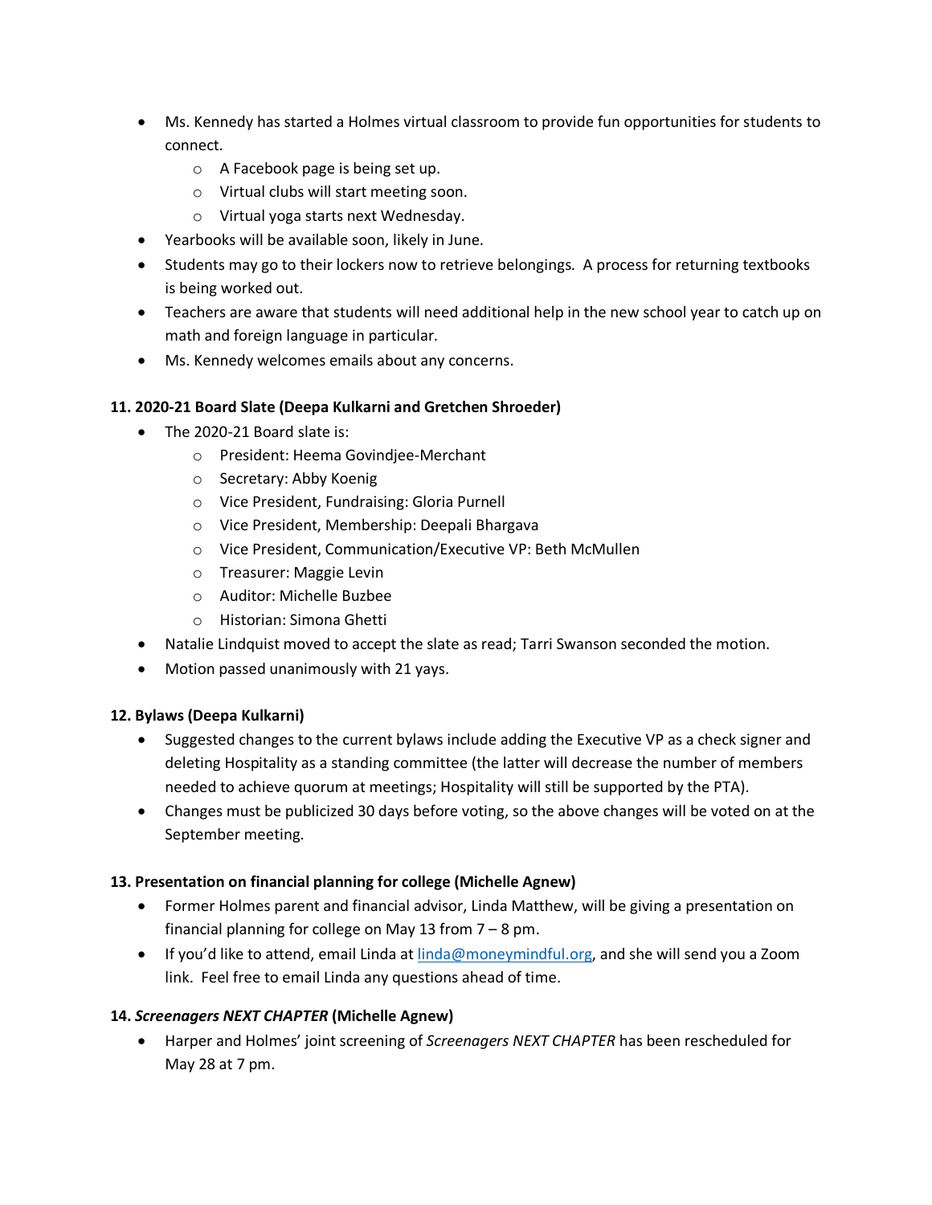- Ms. Kennedy has started a Holmes virtual classroom to provide fun opportunities for students to connect.
  - A Facebook page is being set up.
  - Virtual clubs will start meeting soon.
  - Virtual yoga starts next Wednesday.
- Yearbooks will be available soon, likely in June.
- Students may go to their lockers now to retrieve belongings. A process for returning textbooks is being worked out.
- Teachers are aware that students will need additional help in the new school year to catch up on math and foreign language in particular.
- Ms. Kennedy welcomes emails about any concerns.

**11. 2020-21 Board Slate (Deepa Kulkarni and Gretchen Shroeder)**

- The 2020-21 Board slate is:
  - President: Heema Govindjee-Merchant
  - Secretary: Abby Koenig
  - Vice President, Fundraising: Gloria Purnell
  - Vice President, Membership: Deepali Bhargava
  - Vice President, Communication/Executive VP: Beth McMullen
  - Treasurer: Maggie Levin
  - Auditor: Michelle Buzbee
  - Historian: Simona Ghetti
- Natalie Lindquist moved to accept the slate as read; Tarri Swanson seconded the motion.
- Motion passed unanimously with 21 yays.

**12. Bylaws (Deepa Kulkarni)**

- Suggested changes to the current bylaws include adding the Executive VP as a check signer and deleting Hospitality as a standing committee (the latter will decrease the number of members needed to achieve quorum at meetings; Hospitality will still be supported by the PTA).
- Changes must be publicized 30 days before voting, so the above changes will be voted on at the September meeting.

**13. Presentation on financial planning for college (Michelle Agnew)**

- Former Holmes parent and financial advisor, Linda Matthew, will be giving a presentation on financial planning for college on May 13 from 7 – 8 pm.
- If you'd like to attend, email Linda at linda@moneymindful.org, and she will send you a Zoom link. Feel free to email Linda any questions ahead of time.

**14. *Screenagers NEXT CHAPTER* (Michelle Agnew)**

- Harper and Holmes' joint screening of *Screenagers NEXT CHAPTER* has been rescheduled for May 28 at 7 pm.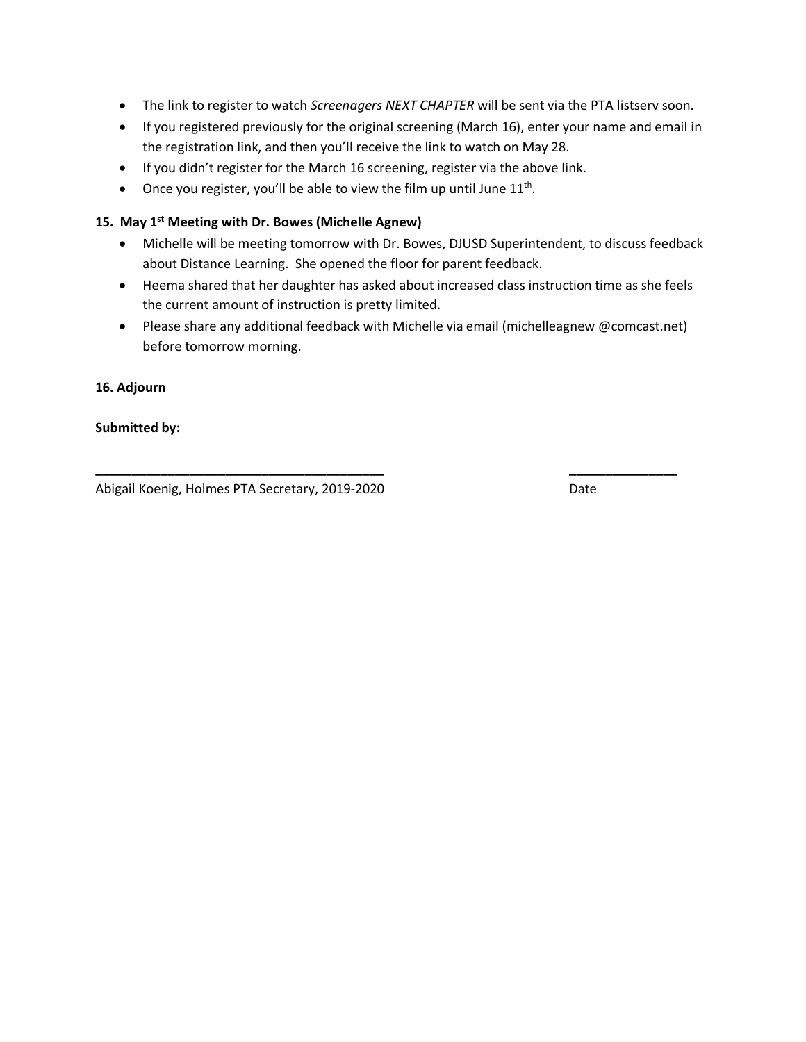- The link to register to watch *Screenagers NEXT CHAPTER* will be sent via the PTA listserv soon.
- If you registered previously for the original screening (March 16), enter your name and email in the registration link, and then you'll receive the link to watch on May 28.
- If you didn't register for the March 16 screening, register via the above link.
- Once you register, you'll be able to view the film up until June 11th.

**15. May 1st Meeting with Dr. Bowes (Michelle Agnew)**

- Michelle will be meeting tomorrow with Dr. Bowes, DJUSD Superintendent, to discuss feedback about Distance Learning. She opened the floor for parent feedback.
- Heema shared that her daughter has asked about increased class instruction time as she feels the current amount of instruction is pretty limited.
- Please share any additional feedback with Michelle via email (michelleagnew @comcast.net) before tomorrow morning.

**16. Adjourn**

**Submitted by:**

\_\_\_\_\_\_\_\_\_\_\_\_\_\_\_\_\_\_\_\_\_\_\_\_\_\_\_\_\_\_\_\_\_\_\_\_\_\_\_ \_\_\_\_\_\_\_\_\_\_\_\_\_\_\_

Abigail Koenig, Holmes PTA Secretary, 2019-2020 Date